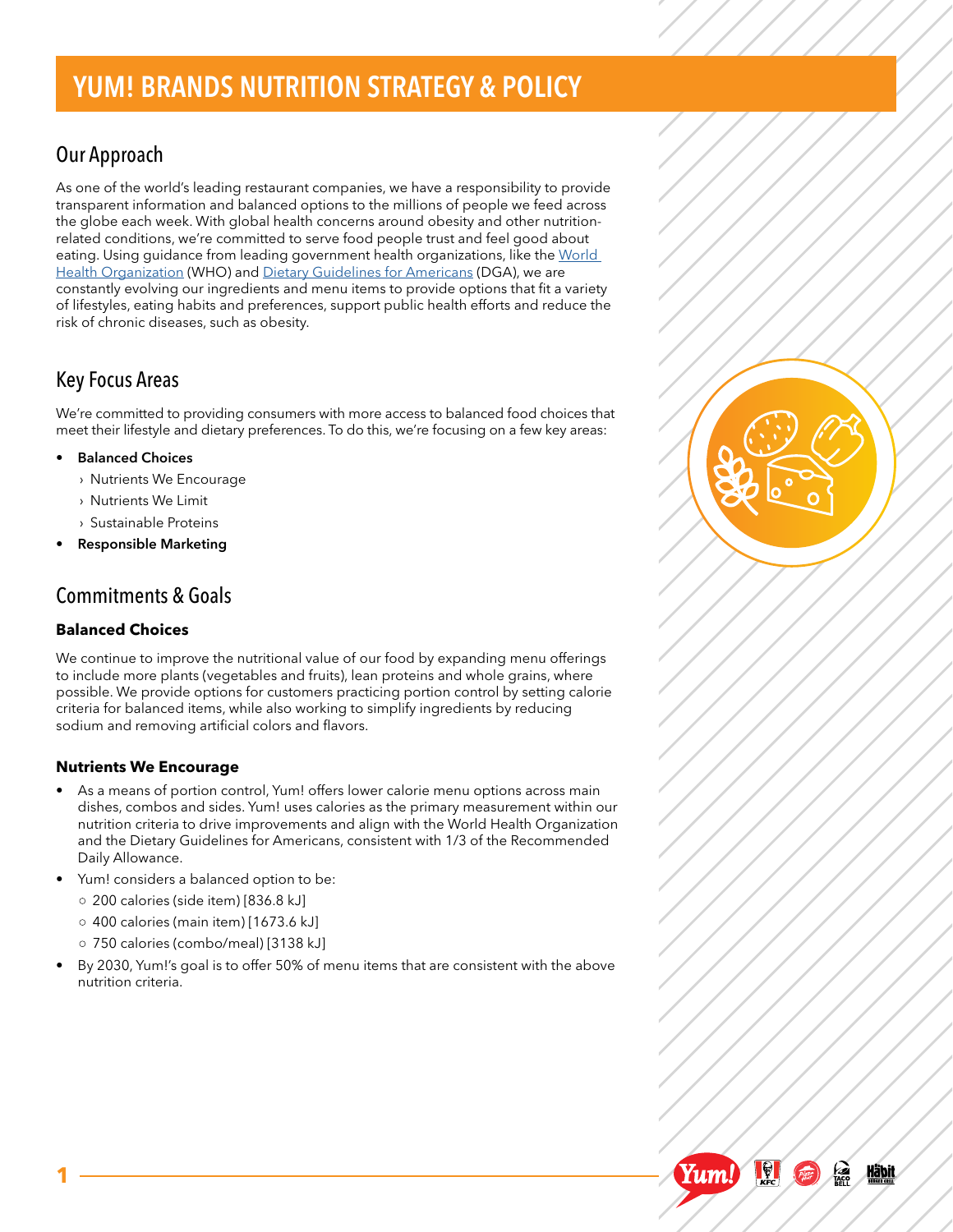# YUM! BRANDS NUTRITION STRATEGY & POLICY

## Our Approach

As one of the world's leading restaurant companies, we have a responsibility to provide transparent information and balanced options to the millions of people we feed across the globe each week. With global health concerns around obesity and other nutrition-related conditions, we're committed to serve food people trust and feel good about eating. Using guidance from leading government health organizations, like the World Health Organization (WHO) and Dietary Guidelines for Americans (DGA), we are constantly evolving our ingredients and menu items to provide options that fit a variety of lifestyles, eating habits and preferences, support public health efforts and reduce the risk of chronic diseases, such as obesity.

## Key Focus Areas

We're committed to providing consumers with more access to balanced food choices that meet their lifestyle and dietary preferences. To do this, we're focusing on a few key areas:

- **Balanced Choices**
  - Nutrients We Encourage
  - Nutrients We Limit
  - Sustainable Proteins
- **Responsible Marketing**

## Commitments & Goals

### Balanced Choices

We continue to improve the nutritional value of our food by expanding menu offerings to include more plants (vegetables and fruits), lean proteins and whole grains, where possible. We provide options for customers practicing portion control by setting calorie criteria for balanced items, while also working to simplify ingredients by reducing sodium and removing artificial colors and flavors.

### Nutrients We Encourage

- As a means of portion control, Yum! offers lower calorie menu options across main dishes, combos and sides. Yum! uses calories as the primary measurement within our nutrition criteria to drive improvements and align with the World Health Organization and the Dietary Guidelines for Americans, consistent with 1/3 of the Recommended Daily Allowance.
- Yum! considers a balanced option to be:
  - 200 calories (side item) [836.8 kJ]
  - 400 calories (main item) [1673.6 kJ]
  - 750 calories (combo/meal) [3138 kJ]
- By 2030, Yum!'s goal is to offer 50% of menu items that are consistent with the above nutrition criteria.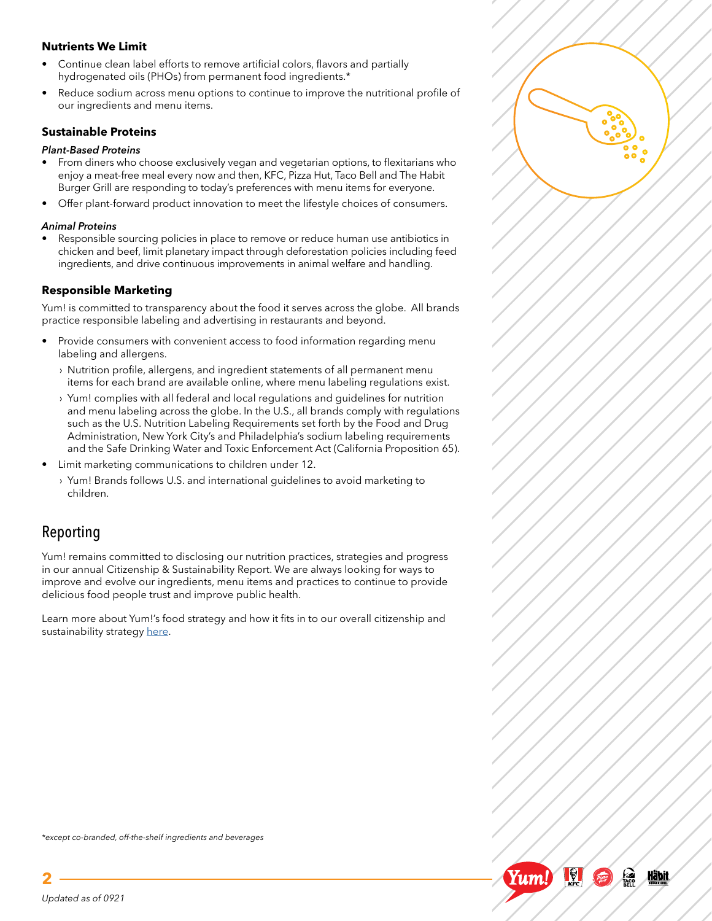### Nutrients We Limit

- Continue clean label efforts to remove artificial colors, flavors and partially hydrogenated oils (PHOs) from permanent food ingredients.*
- Reduce sodium across menu options to continue to improve the nutritional profile of our ingredients and menu items.

### Sustainable Proteins

***Plant-Based Proteins***

- From diners who choose exclusively vegan and vegetarian options, to flexitarians who enjoy a meat-free meal every now and then, KFC, Pizza Hut, Taco Bell and The Habit Burger Grill are responding to today's preferences with menu items for everyone.
- Offer plant-forward product innovation to meet the lifestyle choices of consumers.

***Animal Proteins***

- Responsible sourcing policies in place to remove or reduce human use antibiotics in chicken and beef, limit planetary impact through deforestation policies including feed ingredients, and drive continuous improvements in animal welfare and handling.

### Responsible Marketing

Yum! is committed to transparency about the food it serves across the globe. All brands practice responsible labeling and advertising in restaurants and beyond.

- Provide consumers with convenient access to food information regarding menu labeling and allergens.
  - Nutrition profile, allergens, and ingredient statements of all permanent menu items for each brand are available online, where menu labeling regulations exist.
  - Yum! complies with all federal and local regulations and guidelines for nutrition and menu labeling across the globe. In the U.S., all brands comply with regulations such as the U.S. Nutrition Labeling Requirements set forth by the Food and Drug Administration, New York City's and Philadelphia's sodium labeling requirements and the Safe Drinking Water and Toxic Enforcement Act (California Proposition 65).
- Limit marketing communications to children under 12.
  - Yum! Brands follows U.S. and international guidelines to avoid marketing to children.

## Reporting

Yum! remains committed to disclosing our nutrition practices, strategies and progress in our annual Citizenship & Sustainability Report. We are always looking for ways to improve and evolve our ingredients, menu items and practices to continue to provide delicious food people trust and improve public health.

Learn more about Yum!'s food strategy and how it fits in to our overall citizenship and sustainability strategy here.

*\*except co-branded, off-the-shelf ingredients and beverages*

*Updated as of 0921*